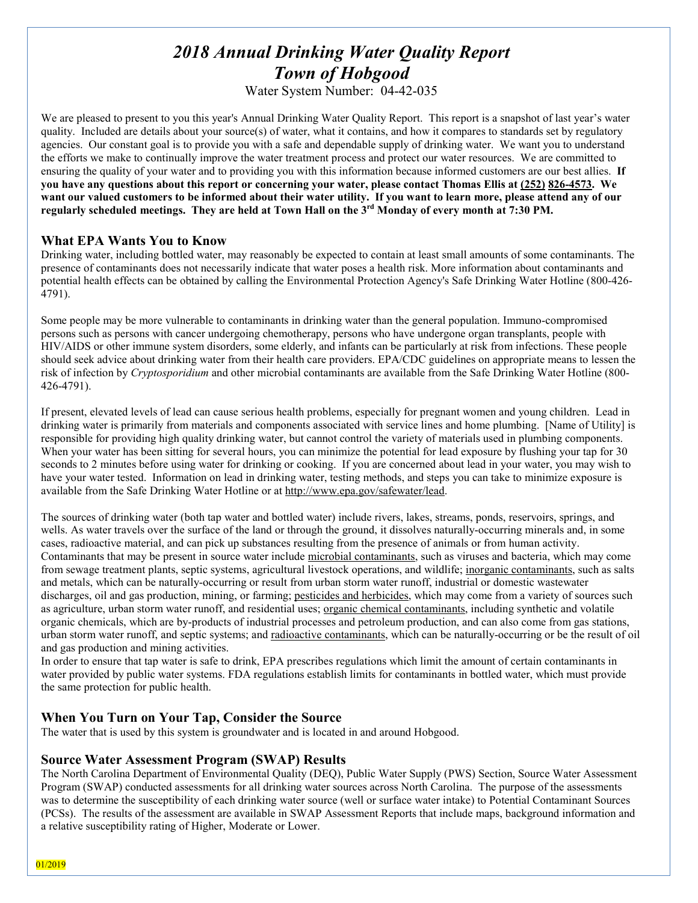# *2018 Annual Drinking Water Quality Report*
# *Town of Hobgood*

Water System Number: 04-42-035

We are pleased to present to you this year's Annual Drinking Water Quality Report. This report is a snapshot of last year's water quality. Included are details about your source(s) of water, what it contains, and how it compares to standards set by regulatory agencies. Our constant goal is to provide you with a safe and dependable supply of drinking water. We want you to understand the efforts we make to continually improve the water treatment process and protect our water resources. We are committed to ensuring the quality of your water and to providing you with this information because informed customers are our best allies. **If you have any questions about this report or concerning your water, please contact Thomas Ellis at (252) 826-4573. We want our valued customers to be informed about their water utility. If you want to learn more, please attend any of our regularly scheduled meetings. They are held at Town Hall on the 3rd Monday of every month at 7:30 PM.**

## What EPA Wants You to Know

Drinking water, including bottled water, may reasonably be expected to contain at least small amounts of some contaminants. The presence of contaminants does not necessarily indicate that water poses a health risk. More information about contaminants and potential health effects can be obtained by calling the Environmental Protection Agency's Safe Drinking Water Hotline (800-426-4791).

Some people may be more vulnerable to contaminants in drinking water than the general population. Immuno-compromised persons such as persons with cancer undergoing chemotherapy, persons who have undergone organ transplants, people with HIV/AIDS or other immune system disorders, some elderly, and infants can be particularly at risk from infections. These people should seek advice about drinking water from their health care providers. EPA/CDC guidelines on appropriate means to lessen the risk of infection by *Cryptosporidium* and other microbial contaminants are available from the Safe Drinking Water Hotline (800-426-4791).

If present, elevated levels of lead can cause serious health problems, especially for pregnant women and young children. Lead in drinking water is primarily from materials and components associated with service lines and home plumbing. [Name of Utility] is responsible for providing high quality drinking water, but cannot control the variety of materials used in plumbing components. When your water has been sitting for several hours, you can minimize the potential for lead exposure by flushing your tap for 30 seconds to 2 minutes before using water for drinking or cooking. If you are concerned about lead in your water, you may wish to have your water tested. Information on lead in drinking water, testing methods, and steps you can take to minimize exposure is available from the Safe Drinking Water Hotline or at http://www.epa.gov/safewater/lead.

The sources of drinking water (both tap water and bottled water) include rivers, lakes, streams, ponds, reservoirs, springs, and wells. As water travels over the surface of the land or through the ground, it dissolves naturally-occurring minerals and, in some cases, radioactive material, and can pick up substances resulting from the presence of animals or from human activity. Contaminants that may be present in source water include microbial contaminants, such as viruses and bacteria, which may come from sewage treatment plants, septic systems, agricultural livestock operations, and wildlife; inorganic contaminants, such as salts and metals, which can be naturally-occurring or result from urban storm water runoff, industrial or domestic wastewater discharges, oil and gas production, mining, or farming; pesticides and herbicides, which may come from a variety of sources such as agriculture, urban storm water runoff, and residential uses; organic chemical contaminants, including synthetic and volatile organic chemicals, which are by-products of industrial processes and petroleum production, and can also come from gas stations, urban storm water runoff, and septic systems; and radioactive contaminants, which can be naturally-occurring or be the result of oil and gas production and mining activities.

In order to ensure that tap water is safe to drink, EPA prescribes regulations which limit the amount of certain contaminants in water provided by public water systems. FDA regulations establish limits for contaminants in bottled water, which must provide the same protection for public health.

## When You Turn on Your Tap, Consider the Source

The water that is used by this system is groundwater and is located in and around Hobgood.

## Source Water Assessment Program (SWAP) Results

The North Carolina Department of Environmental Quality (DEQ), Public Water Supply (PWS) Section, Source Water Assessment Program (SWAP) conducted assessments for all drinking water sources across North Carolina. The purpose of the assessments was to determine the susceptibility of each drinking water source (well or surface water intake) to Potential Contaminant Sources (PCSs). The results of the assessment are available in SWAP Assessment Reports that include maps, background information and a relative susceptibility rating of Higher, Moderate or Lower.

01/2019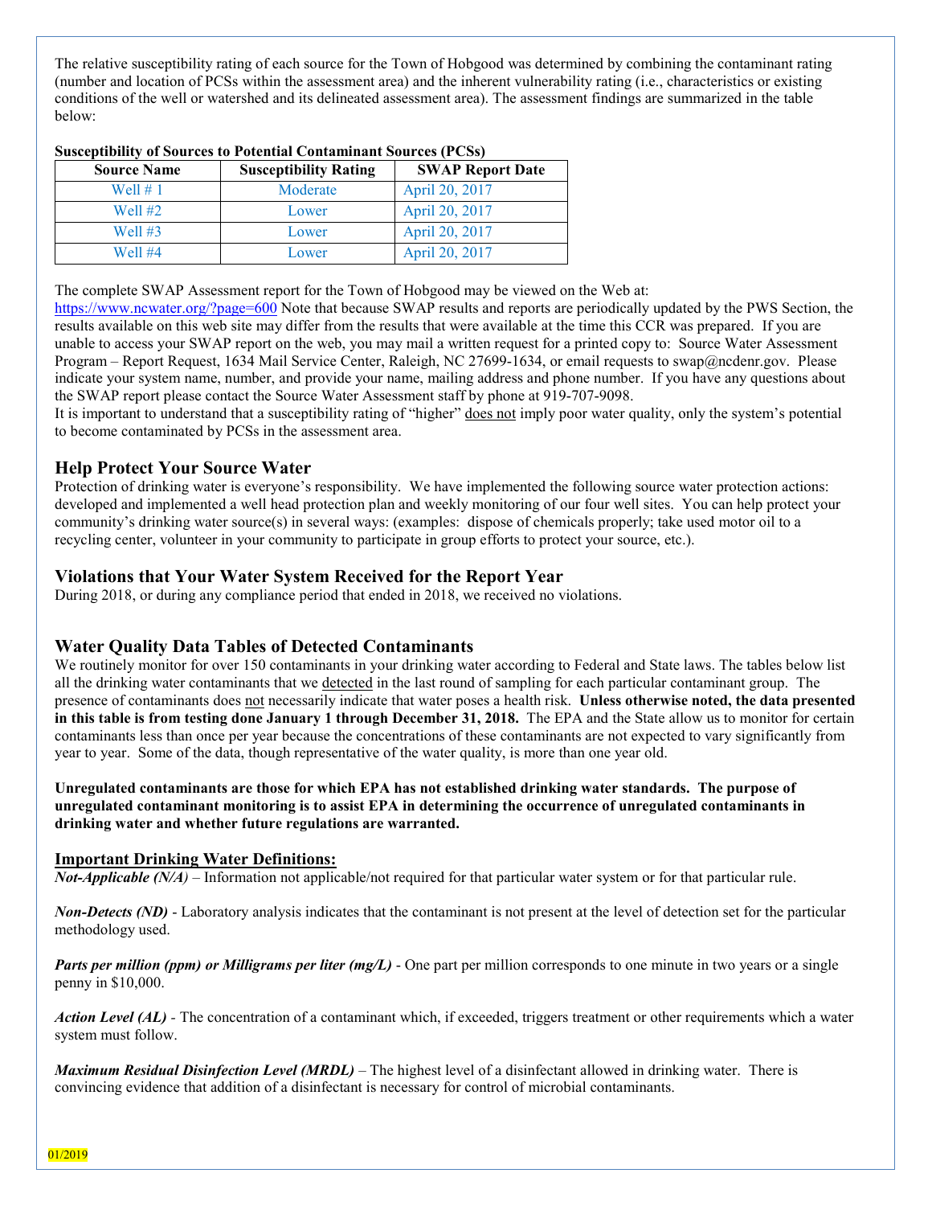The relative susceptibility rating of each source for the Town of Hobgood was determined by combining the contaminant rating (number and location of PCSs within the assessment area) and the inherent vulnerability rating (i.e., characteristics or existing conditions of the well or watershed and its delineated assessment area). The assessment findings are summarized in the table below:

**Susceptibility of Sources to Potential Contaminant Sources (PCSs)**

| Source Name | Susceptibility Rating | SWAP Report Date |
| --- | --- | --- |
| Well # 1 | Moderate | April 20, 2017 |
| Well #2 | Lower | April 20, 2017 |
| Well #3 | Lower | April 20, 2017 |
| Well #4 | Lower | April 20, 2017 |

The complete SWAP Assessment report for the Town of Hobgood may be viewed on the Web at: https://www.ncwater.org/?page=600 Note that because SWAP results and reports are periodically updated by the PWS Section, the results available on this web site may differ from the results that were available at the time this CCR was prepared. If you are unable to access your SWAP report on the web, you may mail a written request for a printed copy to: Source Water Assessment Program – Report Request, 1634 Mail Service Center, Raleigh, NC 27699-1634, or email requests to swap@ncdenr.gov. Please indicate your system name, number, and provide your name, mailing address and phone number. If you have any questions about the SWAP report please contact the Source Water Assessment staff by phone at 919-707-9098.

It is important to understand that a susceptibility rating of "higher" does not imply poor water quality, only the system's potential to become contaminated by PCSs in the assessment area.

## Help Protect Your Source Water

Protection of drinking water is everyone's responsibility. We have implemented the following source water protection actions: developed and implemented a well head protection plan and weekly monitoring of our four well sites. You can help protect your community's drinking water source(s) in several ways: (examples: dispose of chemicals properly; take used motor oil to a recycling center, volunteer in your community to participate in group efforts to protect your source, etc.).

## Violations that Your Water System Received for the Report Year

During 2018, or during any compliance period that ended in 2018, we received no violations.

## Water Quality Data Tables of Detected Contaminants

We routinely monitor for over 150 contaminants in your drinking water according to Federal and State laws. The tables below list all the drinking water contaminants that we detected in the last round of sampling for each particular contaminant group. The presence of contaminants does not necessarily indicate that water poses a health risk. **Unless otherwise noted, the data presented in this table is from testing done January 1 through December 31, 2018.** The EPA and the State allow us to monitor for certain contaminants less than once per year because the concentrations of these contaminants are not expected to vary significantly from year to year. Some of the data, though representative of the water quality, is more than one year old.

**Unregulated contaminants are those for which EPA has not established drinking water standards. The purpose of unregulated contaminant monitoring is to assist EPA in determining the occurrence of unregulated contaminants in drinking water and whether future regulations are warranted.**

### Important Drinking Water Definitions:

***Not-Applicable (N/A)*** – Information not applicable/not required for that particular water system or for that particular rule.

***Non-Detects (ND)*** - Laboratory analysis indicates that the contaminant is not present at the level of detection set for the particular methodology used.

***Parts per million (ppm) or Milligrams per liter (mg/L)*** - One part per million corresponds to one minute in two years or a single penny in $10,000.

***Action Level (AL)*** - The concentration of a contaminant which, if exceeded, triggers treatment or other requirements which a water system must follow.

***Maximum Residual Disinfection Level (MRDL)*** – The highest level of a disinfectant allowed in drinking water. There is convincing evidence that addition of a disinfectant is necessary for control of microbial contaminants.

01/2019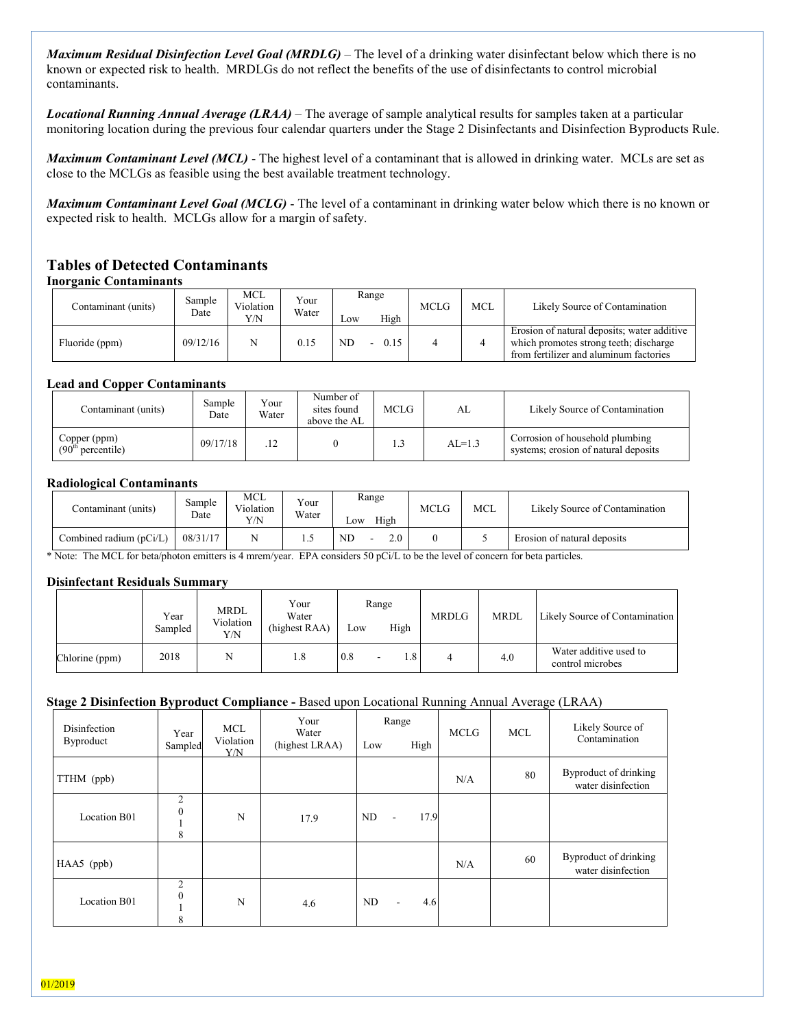***Maximum Residual Disinfection Level Goal (MRDLG)*** – The level of a drinking water disinfectant below which there is no known or expected risk to health. MRDLGs do not reflect the benefits of the use of disinfectants to control microbial contaminants.

***Locational Running Annual Average (LRAA)*** – The average of sample analytical results for samples taken at a particular monitoring location during the previous four calendar quarters under the Stage 2 Disinfectants and Disinfection Byproducts Rule.

***Maximum Contaminant Level (MCL)*** - The highest level of a contaminant that is allowed in drinking water. MCLs are set as close to the MCLGs as feasible using the best available treatment technology.

***Maximum Contaminant Level Goal (MCLG)*** - The level of a contaminant in drinking water below which there is no known or expected risk to health. MCLGs allow for a margin of safety.

## Tables of Detected Contaminants

### Inorganic Contaminants

| Contaminant (units) | Sample Date | MCL Violation Y/N | Your Water | Range Low - High | MCLG | MCL | Likely Source of Contamination |
|---|---|---|---|---|---|---|---|
| Fluoride (ppm) | 09/12/16 | N | 0.15 | ND - 0.15 | 4 | 4 | Erosion of natural deposits; water additive which promotes strong teeth; discharge from fertilizer and aluminum factories |

### Lead and Copper Contaminants

| Contaminant (units) | Sample Date | Your Water | Number of sites found above the AL | MCLG | AL | Likely Source of Contamination |
|---|---|---|---|---|---|---|
| Copper (ppm) (90th percentile) | 09/17/18 | .12 | 0 | 1.3 | AL=1.3 | Corrosion of household plumbing systems; erosion of natural deposits |

### Radiological Contaminants

| Contaminant (units) | Sample Date | MCL Violation Y/N | Your Water | Range Low - High | MCLG | MCL | Likely Source of Contamination |
|---|---|---|---|---|---|---|---|
| Combined radium (pCi/L) | 08/31/17 | N | 1.5 | ND - 2.0 | 0 | 5 | Erosion of natural deposits |

* Note: The MCL for beta/photon emitters is 4 mrem/year. EPA considers 50 pCi/L to be the level of concern for beta particles.

### Disinfectant Residuals Summary

| | Year Sampled | MRDL Violation Y/N | Your Water (highest RAA) | Range Low - High | MRDLG | MRDL | Likely Source of Contamination |
|---|---|---|---|---|---|---|---|
| Chlorine (ppm) | 2018 | N | 1.8 | 0.8 - 1.8 | 4 | 4.0 | Water additive used to control microbes |

### Stage 2 Disinfection Byproduct Compliance - Based upon Locational Running Annual Average (LRAA)

| Disinfection Byproduct | Year Sampled | MCL Violation Y/N | Your Water (highest LRAA) | Range Low - High | MCLG | MCL | Likely Source of Contamination |
|---|---|---|---|---|---|---|---|
| TTHM (ppb) | | | | | N/A | 80 | Byproduct of drinking water disinfection |
| Location B01 | 2018 | N | 17.9 | ND - 17.9 | | | |
| HAA5 (ppb) | | | | | N/A | 60 | Byproduct of drinking water disinfection |
| Location B01 | 2018 | N | 4.6 | ND - 4.6 | | | |

01/2019